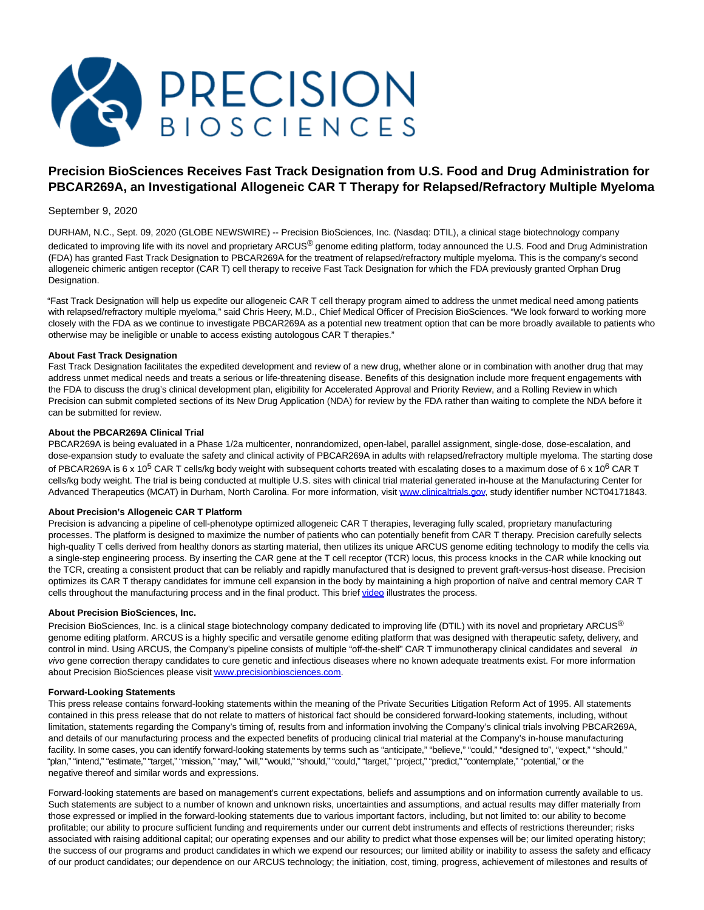# Precision BioSciences Receives Fast Track Designation from U.S. Food and Drug Administration for PBCAR269A, an Investigational Allogeneic CAR T Therapy for Relapsed/Refractory Multiple Myeloma

September 9, 2020

DURHAM, N.C., Sept. 09, 2020 (GLOBE NEWSWIRE) -- Precision BioSciences, Inc. (Nasdaq: DTIL), a clinical stage biotechnology company dedicated to improving life with its novel and proprietary ARCUS® genome editing platform, today announced the U.S. Food and Drug Administration (FDA) has granted Fast Track Designation to PBCAR269A for the treatment of relapsed/refractory multiple myeloma. This is the company's second allogeneic chimeric antigen receptor (CAR T) cell therapy to receive Fast Tack Designation for which the FDA previously granted Orphan Drug Designation.

"Fast Track Designation will help us expedite our allogeneic CAR T cell therapy program aimed to address the unmet medical need among patients with relapsed/refractory multiple myeloma," said Chris Heery, M.D., Chief Medical Officer of Precision BioSciences. "We look forward to working more closely with the FDA as we continue to investigate PBCAR269A as a potential new treatment option that can be more broadly available to patients who otherwise may be ineligible or unable to access existing autologous CAR T therapies."

**About Fast Track Designation**

Fast Track Designation facilitates the expedited development and review of a new drug, whether alone or in combination with another drug that may address unmet medical needs and treats a serious or life-threatening disease. Benefits of this designation include more frequent engagements with the FDA to discuss the drug's clinical development plan, eligibility for Accelerated Approval and Priority Review, and a Rolling Review in which Precision can submit completed sections of its New Drug Application (NDA) for review by the FDA rather than waiting to complete the NDA before it can be submitted for review.

**About the PBCAR269A Clinical Trial**

PBCAR269A is being evaluated in a Phase 1/2a multicenter, nonrandomized, open-label, parallel assignment, single-dose, dose-escalation, and dose-expansion study to evaluate the safety and clinical activity of PBCAR269A in adults with relapsed/refractory multiple myeloma. The starting dose of PBCAR269A is $6 \times 10^5$ CAR T cells/kg body weight with subsequent cohorts treated with escalating doses to a maximum dose of $6 \times 10^6$ CAR T cells/kg body weight. The trial is being conducted at multiple U.S. sites with clinical trial material generated in-house at the Manufacturing Center for Advanced Therapeutics (MCAT) in Durham, North Carolina. For more information, visit www.clinicaltrials.gov, study identifier number NCT04171843.

**About Precision's Allogeneic CAR T Platform**

Precision is advancing a pipeline of cell-phenotype optimized allogeneic CAR T therapies, leveraging fully scaled, proprietary manufacturing processes. The platform is designed to maximize the number of patients who can potentially benefit from CAR T therapy. Precision carefully selects high-quality T cells derived from healthy donors as starting material, then utilizes its unique ARCUS genome editing technology to modify the cells via a single-step engineering process. By inserting the CAR gene at the T cell receptor (TCR) locus, this process knocks in the CAR while knocking out the TCR, creating a consistent product that can be reliably and rapidly manufactured that is designed to prevent graft-versus-host disease. Precision optimizes its CAR T therapy candidates for immune cell expansion in the body by maintaining a high proportion of naïve and central memory CAR T cells throughout the manufacturing process and in the final product. This brief video illustrates the process.

**About Precision BioSciences, Inc.**

Precision BioSciences, Inc. is a clinical stage biotechnology company dedicated to improving life (DTIL) with its novel and proprietary ARCUS® genome editing platform. ARCUS is a highly specific and versatile genome editing platform that was designed with therapeutic safety, delivery, and control in mind. Using ARCUS, the Company's pipeline consists of multiple "off-the-shelf" CAR T immunotherapy clinical candidates and several *in vivo* gene correction therapy candidates to cure genetic and infectious diseases where no known adequate treatments exist. For more information about Precision BioSciences please visit www.precisionbiosciences.com.

**Forward-Looking Statements**

This press release contains forward-looking statements within the meaning of the Private Securities Litigation Reform Act of 1995. All statements contained in this press release that do not relate to matters of historical fact should be considered forward-looking statements, including, without limitation, statements regarding the Company's timing of, results from and information involving the Company's clinical trials involving PBCAR269A, and details of our manufacturing process and the expected benefits of producing clinical trial material at the Company's in-house manufacturing facility. In some cases, you can identify forward-looking statements by terms such as "anticipate," "believe," "could," "designed to", "expect," "should," "plan," "intend," "estimate," "target," "mission," "may," "will," "would," "should," "could," "target," "project," "predict," "contemplate," "potential," or the negative thereof and similar words and expressions.

Forward-looking statements are based on management's current expectations, beliefs and assumptions and on information currently available to us. Such statements are subject to a number of known and unknown risks, uncertainties and assumptions, and actual results may differ materially from those expressed or implied in the forward-looking statements due to various important factors, including, but not limited to: our ability to become profitable; our ability to procure sufficient funding and requirements under our current debt instruments and effects of restrictions thereunder; risks associated with raising additional capital; our operating expenses and our ability to predict what those expenses will be; our limited operating history; the success of our programs and product candidates in which we expend our resources; our limited ability or inability to assess the safety and efficacy of our product candidates; our dependence on our ARCUS technology; the initiation, cost, timing, progress, achievement of milestones and results of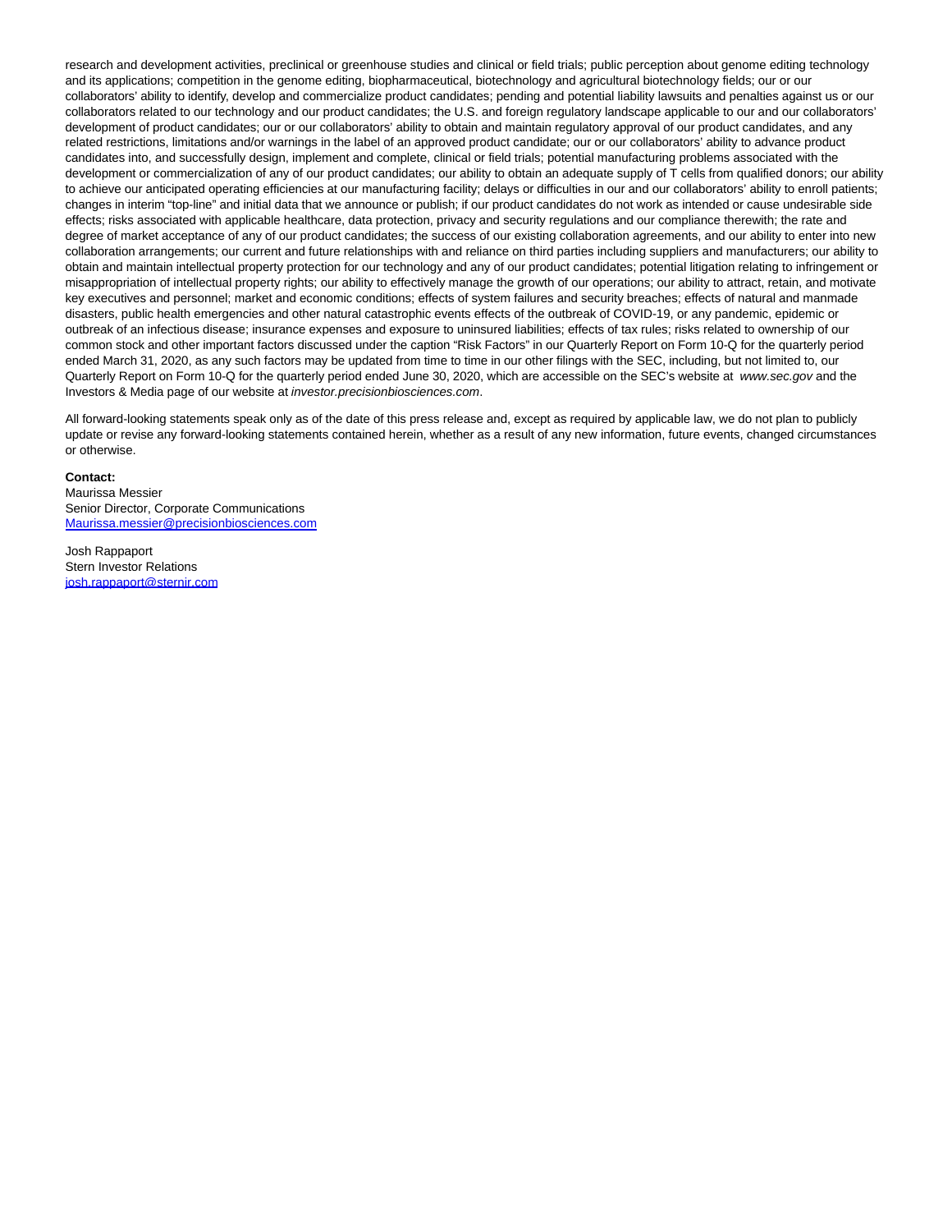research and development activities, preclinical or greenhouse studies and clinical or field trials; public perception about genome editing technology and its applications; competition in the genome editing, biopharmaceutical, biotechnology and agricultural biotechnology fields; our or our collaborators' ability to identify, develop and commercialize product candidates; pending and potential liability lawsuits and penalties against us or our collaborators related to our technology and our product candidates; the U.S. and foreign regulatory landscape applicable to our and our collaborators' development of product candidates; our or our collaborators' ability to obtain and maintain regulatory approval of our product candidates, and any related restrictions, limitations and/or warnings in the label of an approved product candidate; our or our collaborators' ability to advance product candidates into, and successfully design, implement and complete, clinical or field trials; potential manufacturing problems associated with the development or commercialization of any of our product candidates; our ability to obtain an adequate supply of T cells from qualified donors; our ability to achieve our anticipated operating efficiencies at our manufacturing facility; delays or difficulties in our and our collaborators' ability to enroll patients; changes in interim "top-line" and initial data that we announce or publish; if our product candidates do not work as intended or cause undesirable side effects; risks associated with applicable healthcare, data protection, privacy and security regulations and our compliance therewith; the rate and degree of market acceptance of any of our product candidates; the success of our existing collaboration agreements, and our ability to enter into new collaboration arrangements; our current and future relationships with and reliance on third parties including suppliers and manufacturers; our ability to obtain and maintain intellectual property protection for our technology and any of our product candidates; potential litigation relating to infringement or misappropriation of intellectual property rights; our ability to effectively manage the growth of our operations; our ability to attract, retain, and motivate key executives and personnel; market and economic conditions; effects of system failures and security breaches; effects of natural and manmade disasters, public health emergencies and other natural catastrophic events effects of the outbreak of COVID-19, or any pandemic, epidemic or outbreak of an infectious disease; insurance expenses and exposure to uninsured liabilities; effects of tax rules; risks related to ownership of our common stock and other important factors discussed under the caption "Risk Factors" in our Quarterly Report on Form 10-Q for the quarterly period ended March 31, 2020, as any such factors may be updated from time to time in our other filings with the SEC, including, but not limited to, our Quarterly Report on Form 10-Q for the quarterly period ended June 30, 2020, which are accessible on the SEC's website at *www.sec.gov* and the Investors & Media page of our website at *investor.precisionbiosciences.com*.

All forward-looking statements speak only as of the date of this press release and, except as required by applicable law, we do not plan to publicly update or revise any forward-looking statements contained herein, whether as a result of any new information, future events, changed circumstances or otherwise.

**Contact:**
Maurissa Messier
Senior Director, Corporate Communications
Maurissa.messier@precisionbiosciences.com

Josh Rappaport
Stern Investor Relations
josh.rappaport@sternir.com